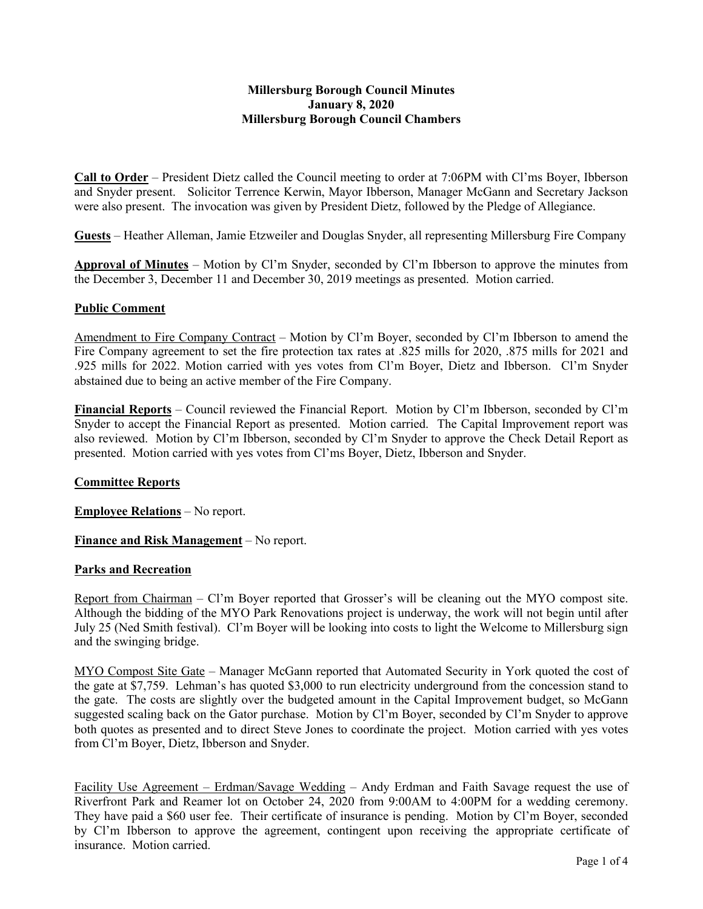**Millersburg Borough Council Minutes**
**January 8, 2020**
**Millersburg Borough Council Chambers**

**Call to Order** – President Dietz called the Council meeting to order at 7:06PM with Cl'ms Boyer, Ibberson and Snyder present. Solicitor Terrence Kerwin, Mayor Ibberson, Manager McGann and Secretary Jackson were also present. The invocation was given by President Dietz, followed by the Pledge of Allegiance.

**Guests** – Heather Alleman, Jamie Etzweiler and Douglas Snyder, all representing Millersburg Fire Company

**Approval of Minutes** – Motion by Cl'm Snyder, seconded by Cl'm Ibberson to approve the minutes from the December 3, December 11 and December 30, 2019 meetings as presented. Motion carried.

**Public Comment**

Amendment to Fire Company Contract – Motion by Cl'm Boyer, seconded by Cl'm Ibberson to amend the Fire Company agreement to set the fire protection tax rates at .825 mills for 2020, .875 mills for 2021 and .925 mills for 2022. Motion carried with yes votes from Cl'm Boyer, Dietz and Ibberson. Cl'm Snyder abstained due to being an active member of the Fire Company.

**Financial Reports** – Council reviewed the Financial Report. Motion by Cl'm Ibberson, seconded by Cl'm Snyder to accept the Financial Report as presented. Motion carried. The Capital Improvement report was also reviewed. Motion by Cl'm Ibberson, seconded by Cl'm Snyder to approve the Check Detail Report as presented. Motion carried with yes votes from Cl'ms Boyer, Dietz, Ibberson and Snyder.

**Committee Reports**

**Employee Relations** – No report.

**Finance and Risk Management** – No report.

**Parks and Recreation**

Report from Chairman – Cl'm Boyer reported that Grosser's will be cleaning out the MYO compost site. Although the bidding of the MYO Park Renovations project is underway, the work will not begin until after July 25 (Ned Smith festival). Cl'm Boyer will be looking into costs to light the Welcome to Millersburg sign and the swinging bridge.

MYO Compost Site Gate – Manager McGann reported that Automated Security in York quoted the cost of the gate at $7,759. Lehman's has quoted $3,000 to run electricity underground from the concession stand to the gate. The costs are slightly over the budgeted amount in the Capital Improvement budget, so McGann suggested scaling back on the Gator purchase. Motion by Cl'm Boyer, seconded by Cl'm Snyder to approve both quotes as presented and to direct Steve Jones to coordinate the project. Motion carried with yes votes from Cl'm Boyer, Dietz, Ibberson and Snyder.

Facility Use Agreement – Erdman/Savage Wedding – Andy Erdman and Faith Savage request the use of Riverfront Park and Reamer lot on October 24, 2020 from 9:00AM to 4:00PM for a wedding ceremony. They have paid a $60 user fee. Their certificate of insurance is pending. Motion by Cl'm Boyer, seconded by Cl'm Ibberson to approve the agreement, contingent upon receiving the appropriate certificate of insurance. Motion carried.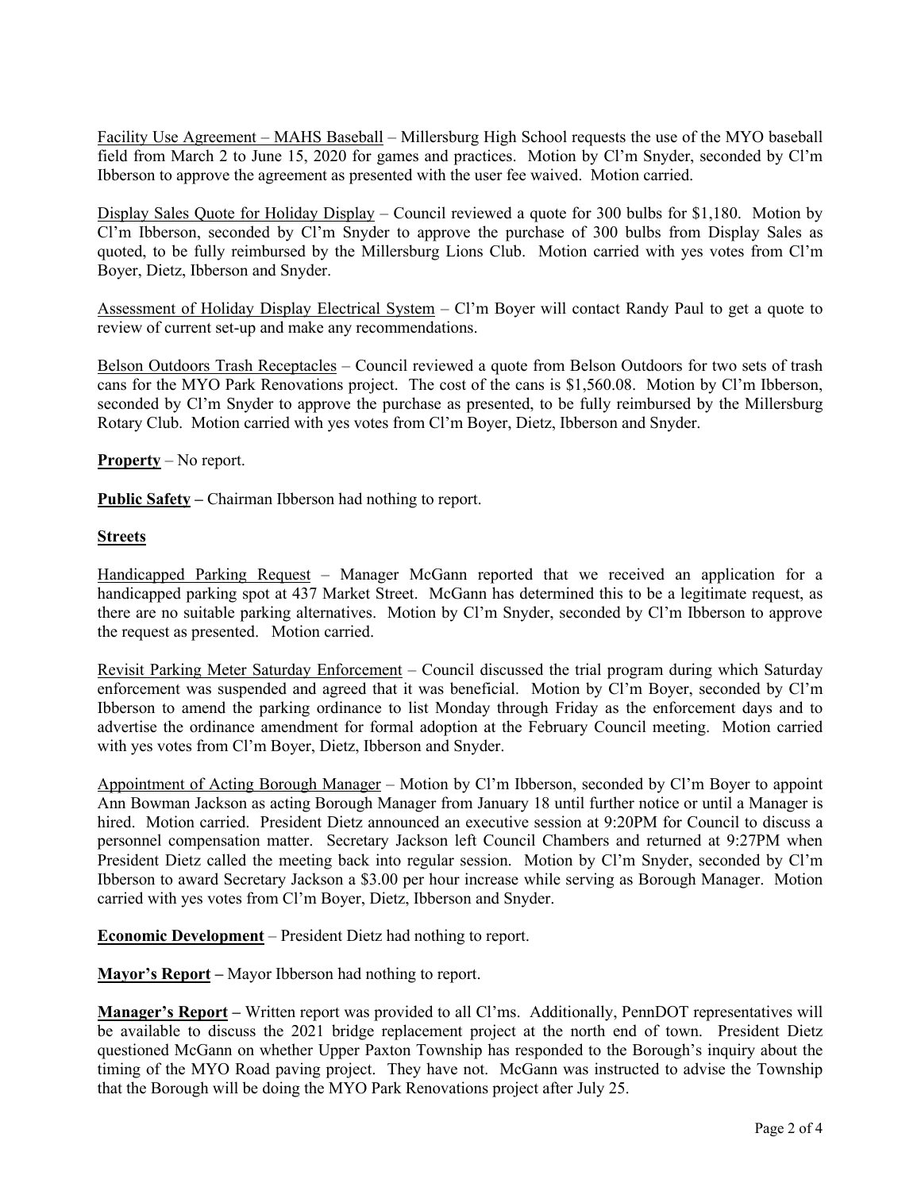Facility Use Agreement – MAHS Baseball – Millersburg High School requests the use of the MYO baseball field from March 2 to June 15, 2020 for games and practices. Motion by Cl'm Snyder, seconded by Cl'm Ibberson to approve the agreement as presented with the user fee waived. Motion carried.

Display Sales Quote for Holiday Display – Council reviewed a quote for 300 bulbs for $1,180. Motion by Cl'm Ibberson, seconded by Cl'm Snyder to approve the purchase of 300 bulbs from Display Sales as quoted, to be fully reimbursed by the Millersburg Lions Club. Motion carried with yes votes from Cl'm Boyer, Dietz, Ibberson and Snyder.

Assessment of Holiday Display Electrical System – Cl'm Boyer will contact Randy Paul to get a quote to review of current set-up and make any recommendations.

Belson Outdoors Trash Receptacles – Council reviewed a quote from Belson Outdoors for two sets of trash cans for the MYO Park Renovations project. The cost of the cans is $1,560.08. Motion by Cl'm Ibberson, seconded by Cl'm Snyder to approve the purchase as presented, to be fully reimbursed by the Millersburg Rotary Club. Motion carried with yes votes from Cl'm Boyer, Dietz, Ibberson and Snyder.

**Property** – No report.

**Public Safety –** Chairman Ibberson had nothing to report.

**Streets**

Handicapped Parking Request – Manager McGann reported that we received an application for a handicapped parking spot at 437 Market Street. McGann has determined this to be a legitimate request, as there are no suitable parking alternatives. Motion by Cl'm Snyder, seconded by Cl'm Ibberson to approve the request as presented. Motion carried.

Revisit Parking Meter Saturday Enforcement – Council discussed the trial program during which Saturday enforcement was suspended and agreed that it was beneficial. Motion by Cl'm Boyer, seconded by Cl'm Ibberson to amend the parking ordinance to list Monday through Friday as the enforcement days and to advertise the ordinance amendment for formal adoption at the February Council meeting. Motion carried with yes votes from Cl'm Boyer, Dietz, Ibberson and Snyder.

Appointment of Acting Borough Manager – Motion by Cl'm Ibberson, seconded by Cl'm Boyer to appoint Ann Bowman Jackson as acting Borough Manager from January 18 until further notice or until a Manager is hired. Motion carried. President Dietz announced an executive session at 9:20PM for Council to discuss a personnel compensation matter. Secretary Jackson left Council Chambers and returned at 9:27PM when President Dietz called the meeting back into regular session. Motion by Cl'm Snyder, seconded by Cl'm Ibberson to award Secretary Jackson a $3.00 per hour increase while serving as Borough Manager. Motion carried with yes votes from Cl'm Boyer, Dietz, Ibberson and Snyder.

**Economic Development** – President Dietz had nothing to report.

**Mayor's Report –** Mayor Ibberson had nothing to report.

**Manager's Report –** Written report was provided to all Cl'ms. Additionally, PennDOT representatives will be available to discuss the 2021 bridge replacement project at the north end of town. President Dietz questioned McGann on whether Upper Paxton Township has responded to the Borough's inquiry about the timing of the MYO Road paving project. They have not. McGann was instructed to advise the Township that the Borough will be doing the MYO Park Renovations project after July 25.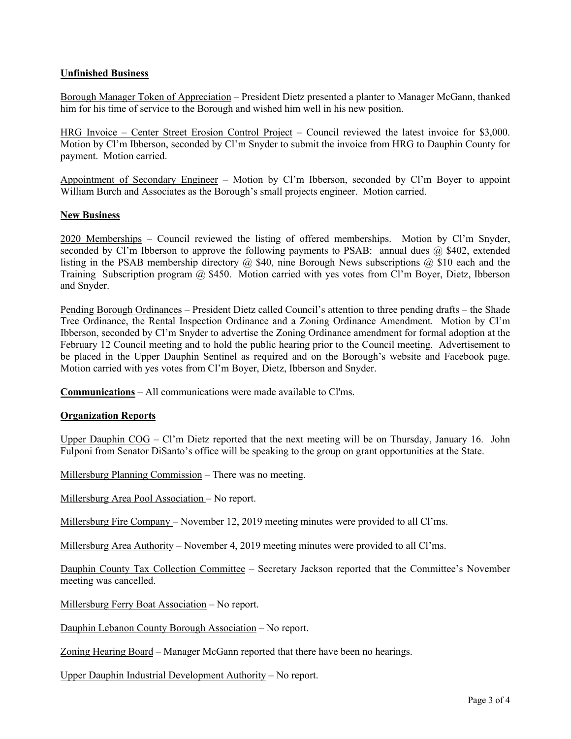## Unfinished Business

Borough Manager Token of Appreciation – President Dietz presented a planter to Manager McGann, thanked him for his time of service to the Borough and wished him well in his new position.

HRG Invoice – Center Street Erosion Control Project – Council reviewed the latest invoice for $3,000. Motion by Cl'm Ibberson, seconded by Cl'm Snyder to submit the invoice from HRG to Dauphin County for payment. Motion carried.

Appointment of Secondary Engineer – Motion by Cl'm Ibberson, seconded by Cl'm Boyer to appoint William Burch and Associates as the Borough's small projects engineer. Motion carried.

## New Business

2020 Memberships – Council reviewed the listing of offered memberships. Motion by Cl'm Snyder, seconded by Cl'm Ibberson to approve the following payments to PSAB: annual dues @ $402, extended listing in the PSAB membership directory @ $40, nine Borough News subscriptions @ $10 each and the Training Subscription program @ $450. Motion carried with yes votes from Cl'm Boyer, Dietz, Ibberson and Snyder.

Pending Borough Ordinances – President Dietz called Council's attention to three pending drafts – the Shade Tree Ordinance, the Rental Inspection Ordinance and a Zoning Ordinance Amendment. Motion by Cl'm Ibberson, seconded by Cl'm Snyder to advertise the Zoning Ordinance amendment for formal adoption at the February 12 Council meeting and to hold the public hearing prior to the Council meeting. Advertisement to be placed in the Upper Dauphin Sentinel as required and on the Borough's website and Facebook page. Motion carried with yes votes from Cl'm Boyer, Dietz, Ibberson and Snyder.

**Communications** – All communications were made available to Cl'ms.

## Organization Reports

Upper Dauphin COG – Cl'm Dietz reported that the next meeting will be on Thursday, January 16. John Fulponi from Senator DiSanto's office will be speaking to the group on grant opportunities at the State.

Millersburg Planning Commission – There was no meeting.

Millersburg Area Pool Association – No report.

Millersburg Fire Company – November 12, 2019 meeting minutes were provided to all Cl'ms.

Millersburg Area Authority – November 4, 2019 meeting minutes were provided to all Cl'ms.

Dauphin County Tax Collection Committee – Secretary Jackson reported that the Committee's November meeting was cancelled.

Millersburg Ferry Boat Association – No report.

Dauphin Lebanon County Borough Association – No report.

Zoning Hearing Board – Manager McGann reported that there have been no hearings.

Upper Dauphin Industrial Development Authority – No report.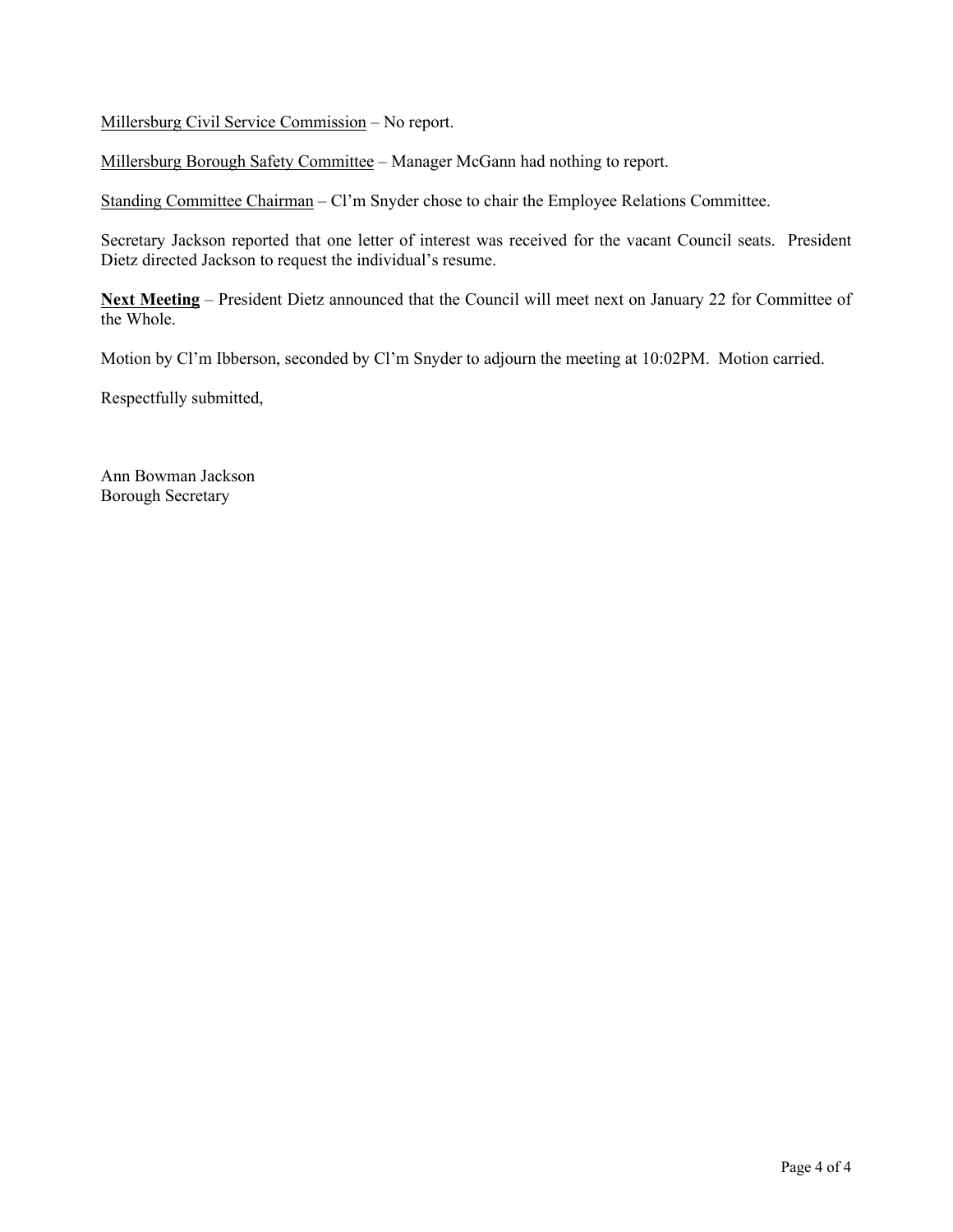Millersburg Civil Service Commission – No report.

Millersburg Borough Safety Committee – Manager McGann had nothing to report.

Standing Committee Chairman – Cl'm Snyder chose to chair the Employee Relations Committee.

Secretary Jackson reported that one letter of interest was received for the vacant Council seats. President Dietz directed Jackson to request the individual's resume.

**Next Meeting** – President Dietz announced that the Council will meet next on January 22 for Committee of the Whole.

Motion by Cl'm Ibberson, seconded by Cl'm Snyder to adjourn the meeting at 10:02PM. Motion carried.

Respectfully submitted,

Ann Bowman Jackson
Borough Secretary